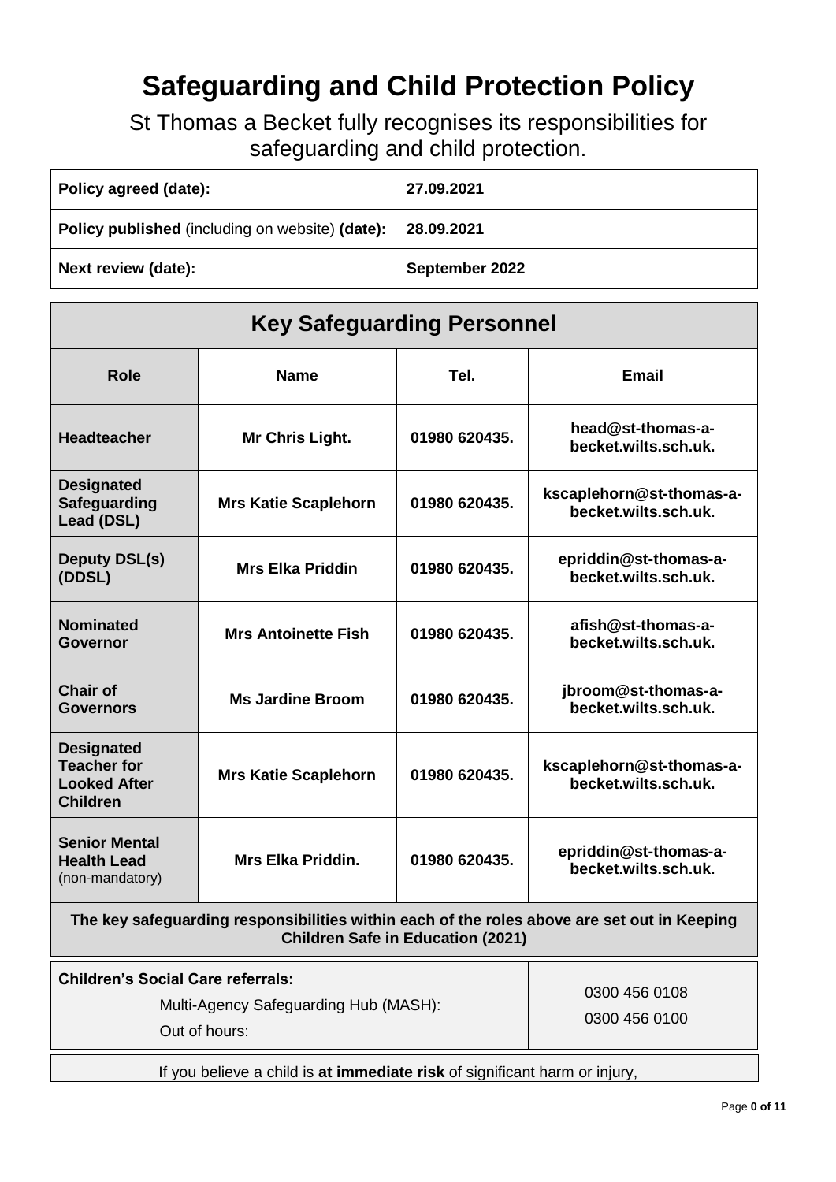# Safeguarding and Child Protection Policy

St Thomas a Becket fully recognises its responsibilities for safeguarding and child protection.

| | |
|---|---|
| **Policy agreed (date):** | **27.09.2021** |
| **Policy published** (including on website) **(date):** | **28.09.2021** |
| **Next review (date):** | **September 2022** |

## Key Safeguarding Personnel

| Role | Name | Tel. | Email |
|---|---|---|---|
| **Headteacher** | **Mr Chris Light.** | **01980 620435.** | **head@st-thomas-a-becket.wilts.sch.uk.** |
| **Designated Safeguarding Lead (DSL)** | **Mrs Katie Scaplehorn** | **01980 620435.** | **kscaplehorn@st-thomas-a-becket.wilts.sch.uk.** |
| **Deputy DSL(s) (DDSL)** | **Mrs Elka Priddin** | **01980 620435.** | **epriddin@st-thomas-a-becket.wilts.sch.uk.** |
| **Nominated Governor** | **Mrs Antoinette Fish** | **01980 620435.** | **afish@st-thomas-a-becket.wilts.sch.uk.** |
| **Chair of Governors** | **Ms Jardine Broom** | **01980 620435.** | **jbroom@st-thomas-a-becket.wilts.sch.uk.** |
| **Designated Teacher for Looked After Children** | **Mrs Katie Scaplehorn** | **01980 620435.** | **kscaplehorn@st-thomas-a-becket.wilts.sch.uk.** |
| **Senior Mental Health Lead** (non-mandatory) | **Mrs Elka Priddin.** | **01980 620435.** | **epriddin@st-thomas-a-becket.wilts.sch.uk.** |

**The key safeguarding responsibilities within each of the roles above are set out in Keeping Children Safe in Education (2021)**

| | |
|---|---|
| **Children's Social Care referrals:**<br>Multi-Agency Safeguarding Hub (MASH):<br>Out of hours: | 0300 456 0108<br>0300 456 0100 |

If you believe a child is **at immediate risk** of significant harm or injury,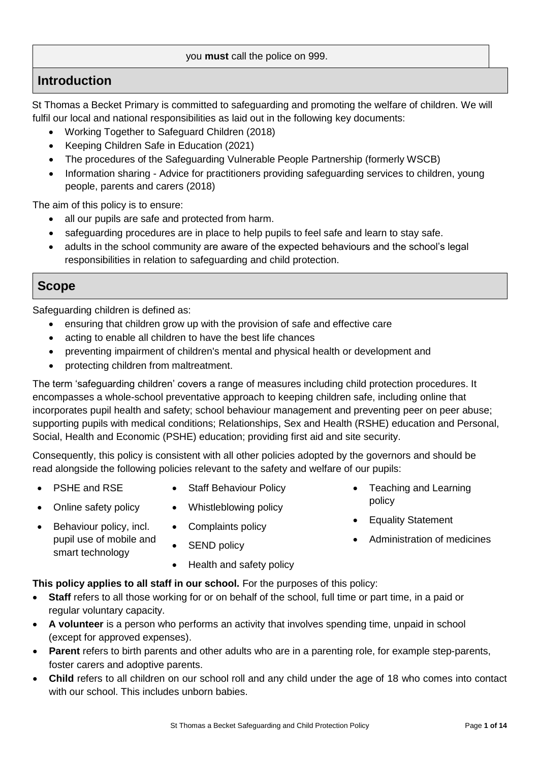you **must** call the police on 999.

## Introduction

St Thomas a Becket Primary is committed to safeguarding and promoting the welfare of children. We will fulfil our local and national responsibilities as laid out in the following key documents:

- Working Together to Safeguard Children (2018)
- Keeping Children Safe in Education (2021)
- The procedures of the Safeguarding Vulnerable People Partnership (formerly WSCB)
- Information sharing - Advice for practitioners providing safeguarding services to children, young people, parents and carers (2018)

The aim of this policy is to ensure:

- all our pupils are safe and protected from harm.
- safeguarding procedures are in place to help pupils to feel safe and learn to stay safe.
- adults in the school community are aware of the expected behaviours and the school's legal responsibilities in relation to safeguarding and child protection.

## Scope

Safeguarding children is defined as:

- ensuring that children grow up with the provision of safe and effective care
- acting to enable all children to have the best life chances
- preventing impairment of children's mental and physical health or development and
- protecting children from maltreatment.

The term 'safeguarding children' covers a range of measures including child protection procedures. It encompasses a whole-school preventative approach to keeping children safe, including online that incorporates pupil health and safety; school behaviour management and preventing peer on peer abuse; supporting pupils with medical conditions; Relationships, Sex and Health (RSHE) education and Personal, Social, Health and Economic (PSHE) education; providing first aid and site security.

Consequently, this policy is consistent with all other policies adopted by the governors and should be read alongside the following policies relevant to the safety and welfare of our pupils:

- PSHE and RSE
- Online safety policy
- Behaviour policy, incl. pupil use of mobile and smart technology
- Staff Behaviour Policy
- Whistleblowing policy
- Complaints policy
- SEND policy
- Health and safety policy
- Teaching and Learning policy
- Equality Statement
- Administration of medicines

**This policy applies to all staff in our school.** For the purposes of this policy:

- **Staff** refers to all those working for or on behalf of the school, full time or part time, in a paid or regular voluntary capacity.
- **A volunteer** is a person who performs an activity that involves spending time, unpaid in school (except for approved expenses).
- **Parent** refers to birth parents and other adults who are in a parenting role, for example step-parents, foster carers and adoptive parents.
- **Child** refers to all children on our school roll and any child under the age of 18 who comes into contact with our school. This includes unborn babies.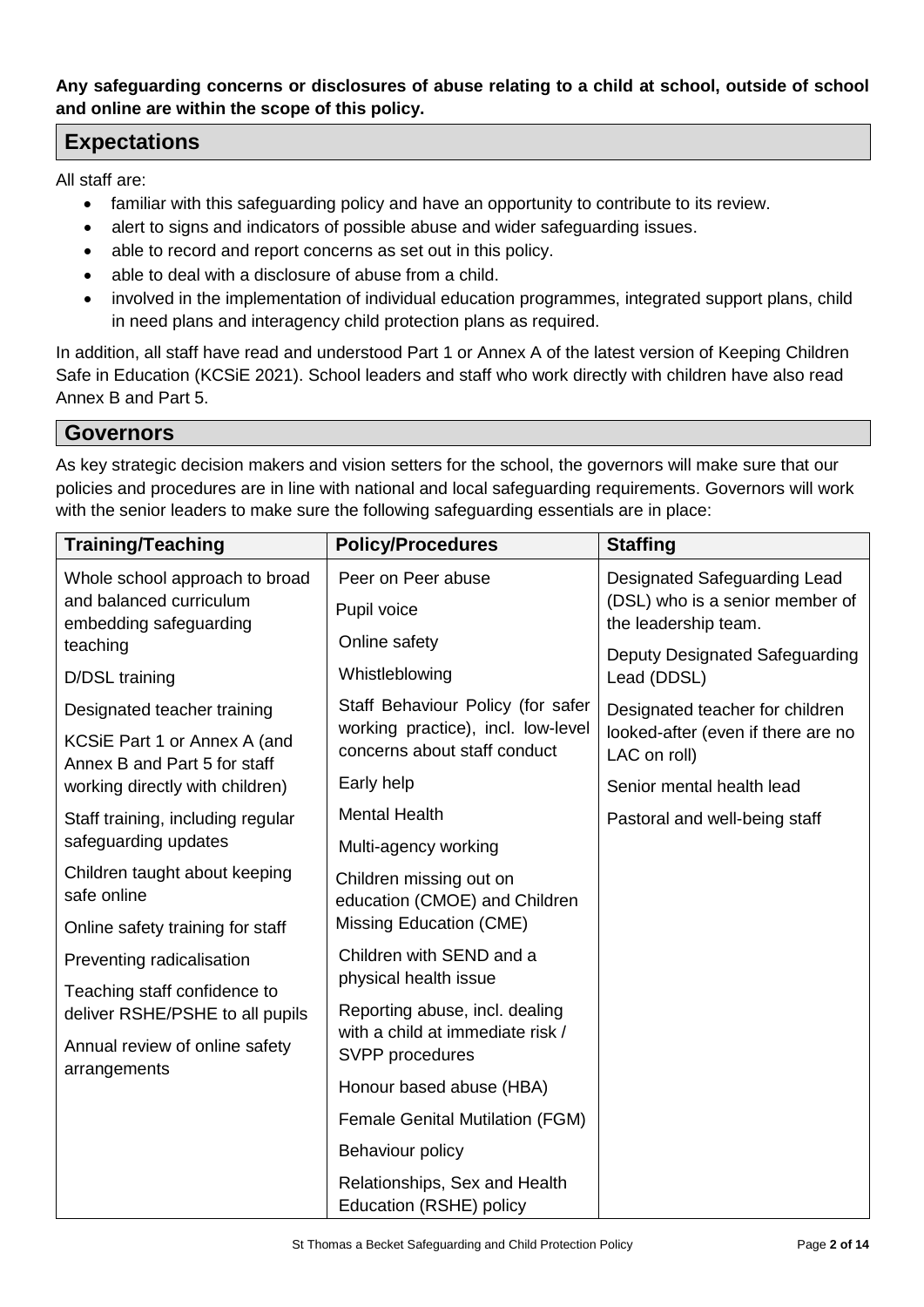**Any safeguarding concerns or disclosures of abuse relating to a child at school, outside of school and online are within the scope of this policy.**

## Expectations

All staff are:

- familiar with this safeguarding policy and have an opportunity to contribute to its review.
- alert to signs and indicators of possible abuse and wider safeguarding issues.
- able to record and report concerns as set out in this policy.
- able to deal with a disclosure of abuse from a child.
- involved in the implementation of individual education programmes, integrated support plans, child in need plans and interagency child protection plans as required.

In addition, all staff have read and understood Part 1 or Annex A of the latest version of Keeping Children Safe in Education (KCSiE 2021). School leaders and staff who work directly with children have also read Annex B and Part 5.

## Governors

As key strategic decision makers and vision setters for the school, the governors will make sure that our policies and procedures are in line with national and local safeguarding requirements. Governors will work with the senior leaders to make sure the following safeguarding essentials are in place:

| Training/Teaching | Policy/Procedures | Staffing |
|---|---|---|
| Whole school approach to broad and balanced curriculum embedding safeguarding teaching | Peer on Peer abuse | Designated Safeguarding Lead (DSL) who is a senior member of the leadership team. |
| D/DSL training | Pupil voice | Deputy Designated Safeguarding Lead (DDSL) |
| Designated teacher training | Online safety | Designated teacher for children looked-after (even if there are no LAC on roll) |
| KCSiE Part 1 or Annex A (and Annex B and Part 5 for staff working directly with children) | Whistleblowing | Senior mental health lead |
| Staff training, including regular safeguarding updates | Staff Behaviour Policy (for safer working practice), incl. low-level concerns about staff conduct | Pastoral and well-being staff |
| Children taught about keeping safe online | Early help | |
| Online safety training for staff | Mental Health | |
| Preventing radicalisation | Multi-agency working | |
| Teaching staff confidence to deliver RSHE/PSHE to all pupils | Children missing out on education (CMOE) and Children Missing Education (CME) | |
| Annual review of online safety arrangements | Children with SEND and a physical health issue | |
| | Reporting abuse, incl. dealing with a child at immediate risk / SVPP procedures | |
| | Honour based abuse (HBA) | |
| | Female Genital Mutilation (FGM) | |
| | Behaviour policy | |
| | Relationships, Sex and Health Education (RSHE) policy | |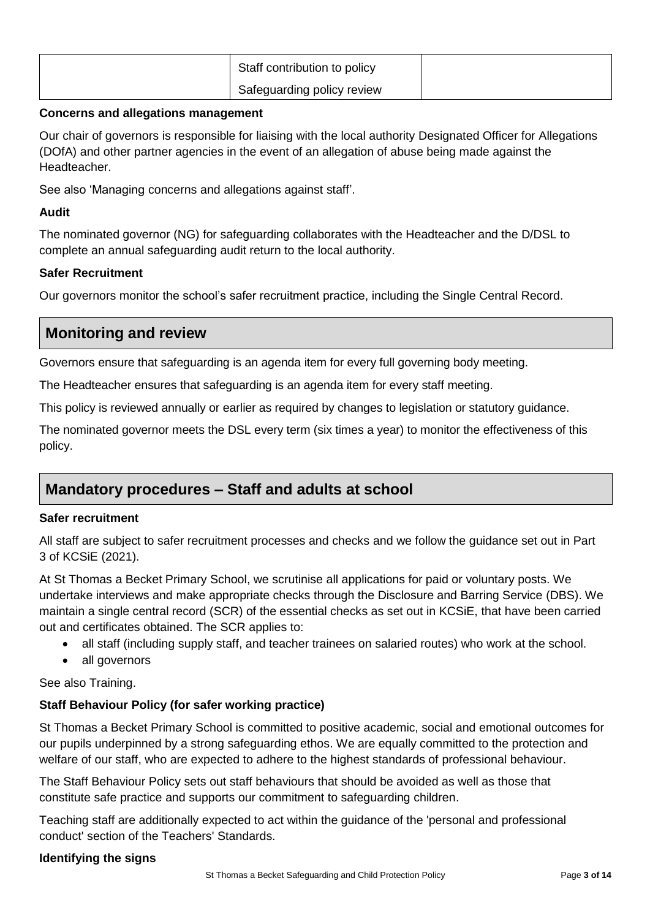|  | Staff contribution to policy<br>Safeguarding policy review |  |
|---|---|---|

**Concerns and allegations management**

Our chair of governors is responsible for liaising with the local authority Designated Officer for Allegations (DOfA) and other partner agencies in the event of an allegation of abuse being made against the Headteacher.

See also 'Managing concerns and allegations against staff'.

**Audit**

The nominated governor (NG) for safeguarding collaborates with the Headteacher and the D/DSL to complete an annual safeguarding audit return to the local authority.

**Safer Recruitment**

Our governors monitor the school's safer recruitment practice, including the Single Central Record.

## Monitoring and review

Governors ensure that safeguarding is an agenda item for every full governing body meeting.

The Headteacher ensures that safeguarding is an agenda item for every staff meeting.

This policy is reviewed annually or earlier as required by changes to legislation or statutory guidance.

The nominated governor meets the DSL every term (six times a year) to monitor the effectiveness of this policy.

## Mandatory procedures – Staff and adults at school

**Safer recruitment**

All staff are subject to safer recruitment processes and checks and we follow the guidance set out in Part 3 of KCSiE (2021).

At St Thomas a Becket Primary School, we scrutinise all applications for paid or voluntary posts. We undertake interviews and make appropriate checks through the Disclosure and Barring Service (DBS). We maintain a single central record (SCR) of the essential checks as set out in KCSiE, that have been carried out and certificates obtained. The SCR applies to:

- all staff (including supply staff, and teacher trainees on salaried routes) who work at the school.
- all governors

See also Training.

**Staff Behaviour Policy (for safer working practice)**

St Thomas a Becket Primary School is committed to positive academic, social and emotional outcomes for our pupils underpinned by a strong safeguarding ethos. We are equally committed to the protection and welfare of our staff, who are expected to adhere to the highest standards of professional behaviour.

The Staff Behaviour Policy sets out staff behaviours that should be avoided as well as those that constitute safe practice and supports our commitment to safeguarding children.

Teaching staff are additionally expected to act within the guidance of the 'personal and professional conduct' section of the Teachers' Standards.

**Identifying the signs**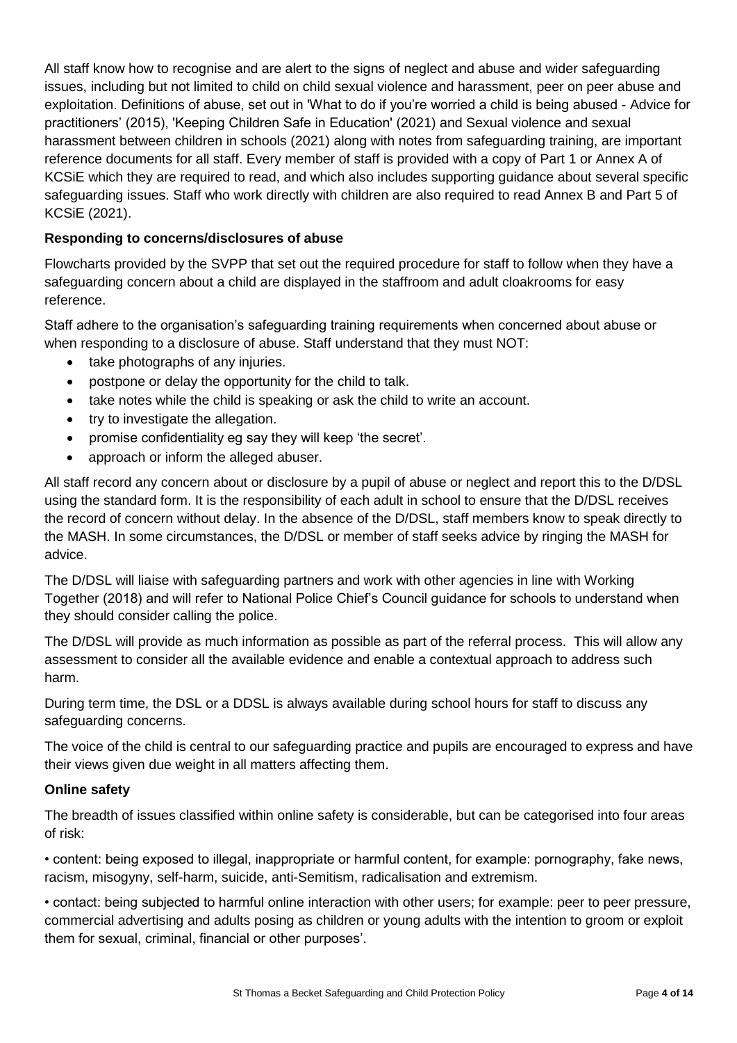All staff know how to recognise and are alert to the signs of neglect and abuse and wider safeguarding issues, including but not limited to child on child sexual violence and harassment, peer on peer abuse and exploitation. Definitions of abuse, set out in 'What to do if you're worried a child is being abused - Advice for practitioners' (2015), 'Keeping Children Safe in Education' (2021) and Sexual violence and sexual harassment between children in schools (2021) along with notes from safeguarding training, are important reference documents for all staff. Every member of staff is provided with a copy of Part 1 or Annex A of KCSiE which they are required to read, and which also includes supporting guidance about several specific safeguarding issues. Staff who work directly with children are also required to read Annex B and Part 5 of KCSiE (2021).

**Responding to concerns/disclosures of abuse**

Flowcharts provided by the SVPP that set out the required procedure for staff to follow when they have a safeguarding concern about a child are displayed in the staffroom and adult cloakrooms for easy reference.

Staff adhere to the organisation's safeguarding training requirements when concerned about abuse or when responding to a disclosure of abuse. Staff understand that they must NOT:

- take photographs of any injuries.
- postpone or delay the opportunity for the child to talk.
- take notes while the child is speaking or ask the child to write an account.
- try to investigate the allegation.
- promise confidentiality eg say they will keep 'the secret'.
- approach or inform the alleged abuser.

All staff record any concern about or disclosure by a pupil of abuse or neglect and report this to the D/DSL using the standard form. It is the responsibility of each adult in school to ensure that the D/DSL receives the record of concern without delay. In the absence of the D/DSL, staff members know to speak directly to the MASH. In some circumstances, the D/DSL or member of staff seeks advice by ringing the MASH for advice.

The D/DSL will liaise with safeguarding partners and work with other agencies in line with Working Together (2018) and will refer to National Police Chief's Council guidance for schools to understand when they should consider calling the police.

The D/DSL will provide as much information as possible as part of the referral process. This will allow any assessment to consider all the available evidence and enable a contextual approach to address such harm.

During term time, the DSL or a DDSL is always available during school hours for staff to discuss any safeguarding concerns.

The voice of the child is central to our safeguarding practice and pupils are encouraged to express and have their views given due weight in all matters affecting them.

**Online safety**

The breadth of issues classified within online safety is considerable, but can be categorised into four areas of risk:

• content: being exposed to illegal, inappropriate or harmful content, for example: pornography, fake news, racism, misogyny, self-harm, suicide, anti-Semitism, radicalisation and extremism.

• contact: being subjected to harmful online interaction with other users; for example: peer to peer pressure, commercial advertising and adults posing as children or young adults with the intention to groom or exploit them for sexual, criminal, financial or other purposes'.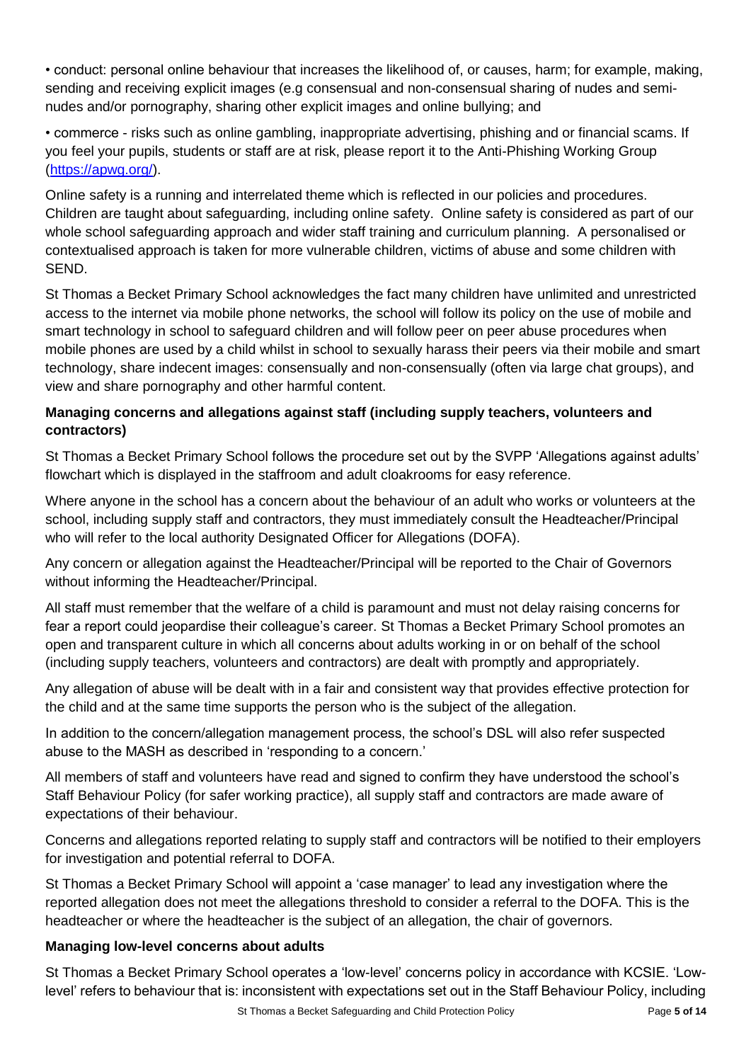• conduct: personal online behaviour that increases the likelihood of, or causes, harm; for example, making, sending and receiving explicit images (e.g consensual and non-consensual sharing of nudes and semi-nudes and/or pornography, sharing other explicit images and online bullying; and

• commerce - risks such as online gambling, inappropriate advertising, phishing and or financial scams. If you feel your pupils, students or staff are at risk, please report it to the Anti-Phishing Working Group (https://apwg.org/).

Online safety is a running and interrelated theme which is reflected in our policies and procedures. Children are taught about safeguarding, including online safety. Online safety is considered as part of our whole school safeguarding approach and wider staff training and curriculum planning. A personalised or contextualised approach is taken for more vulnerable children, victims of abuse and some children with SEND.

St Thomas a Becket Primary School acknowledges the fact many children have unlimited and unrestricted access to the internet via mobile phone networks, the school will follow its policy on the use of mobile and smart technology in school to safeguard children and will follow peer on peer abuse procedures when mobile phones are used by a child whilst in school to sexually harass their peers via their mobile and smart technology, share indecent images: consensually and non-consensually (often via large chat groups), and view and share pornography and other harmful content.

**Managing concerns and allegations against staff (including supply teachers, volunteers and contractors)**

St Thomas a Becket Primary School follows the procedure set out by the SVPP 'Allegations against adults' flowchart which is displayed in the staffroom and adult cloakrooms for easy reference.

Where anyone in the school has a concern about the behaviour of an adult who works or volunteers at the school, including supply staff and contractors, they must immediately consult the Headteacher/Principal who will refer to the local authority Designated Officer for Allegations (DOFA).

Any concern or allegation against the Headteacher/Principal will be reported to the Chair of Governors without informing the Headteacher/Principal.

All staff must remember that the welfare of a child is paramount and must not delay raising concerns for fear a report could jeopardise their colleague's career. St Thomas a Becket Primary School promotes an open and transparent culture in which all concerns about adults working in or on behalf of the school (including supply teachers, volunteers and contractors) are dealt with promptly and appropriately.

Any allegation of abuse will be dealt with in a fair and consistent way that provides effective protection for the child and at the same time supports the person who is the subject of the allegation.

In addition to the concern/allegation management process, the school's DSL will also refer suspected abuse to the MASH as described in 'responding to a concern.'

All members of staff and volunteers have read and signed to confirm they have understood the school's Staff Behaviour Policy (for safer working practice), all supply staff and contractors are made aware of expectations of their behaviour.

Concerns and allegations reported relating to supply staff and contractors will be notified to their employers for investigation and potential referral to DOFA.

St Thomas a Becket Primary School will appoint a 'case manager' to lead any investigation where the reported allegation does not meet the allegations threshold to consider a referral to the DOFA. This is the headteacher or where the headteacher is the subject of an allegation, the chair of governors.

**Managing low-level concerns about adults**

St Thomas a Becket Primary School operates a 'low-level' concerns policy in accordance with KCSIE. 'Low-level' refers to behaviour that is: inconsistent with expectations set out in the Staff Behaviour Policy, including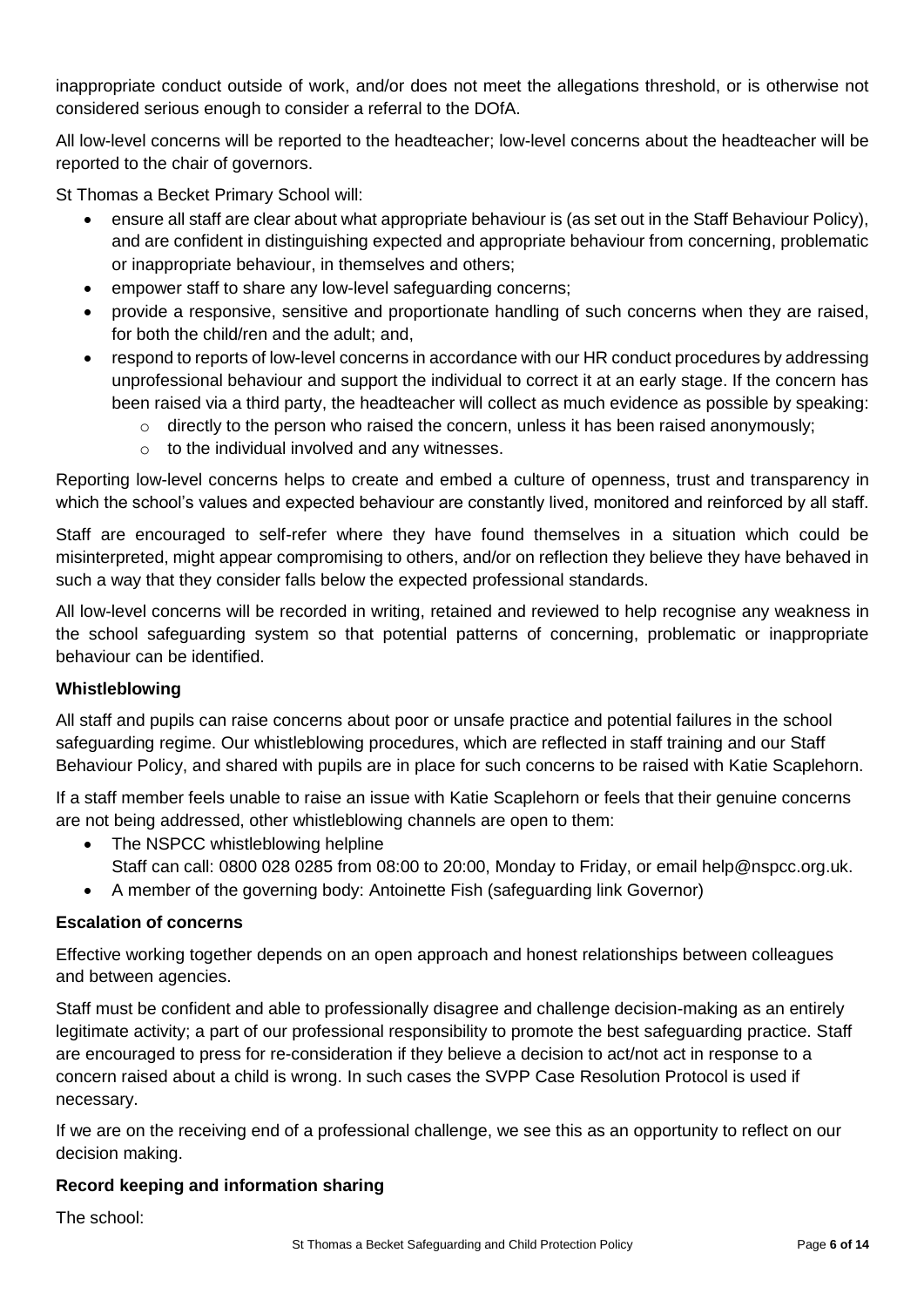inappropriate conduct outside of work, and/or does not meet the allegations threshold, or is otherwise not considered serious enough to consider a referral to the DOfA.

All low-level concerns will be reported to the headteacher; low-level concerns about the headteacher will be reported to the chair of governors.

St Thomas a Becket Primary School will:

- ensure all staff are clear about what appropriate behaviour is (as set out in the Staff Behaviour Policy), and are confident in distinguishing expected and appropriate behaviour from concerning, problematic or inappropriate behaviour, in themselves and others;
- empower staff to share any low-level safeguarding concerns;
- provide a responsive, sensitive and proportionate handling of such concerns when they are raised, for both the child/ren and the adult; and,
- respond to reports of low-level concerns in accordance with our HR conduct procedures by addressing unprofessional behaviour and support the individual to correct it at an early stage. If the concern has been raised via a third party, the headteacher will collect as much evidence as possible by speaking:
  - directly to the person who raised the concern, unless it has been raised anonymously;
  - to the individual involved and any witnesses.

Reporting low-level concerns helps to create and embed a culture of openness, trust and transparency in which the school's values and expected behaviour are constantly lived, monitored and reinforced by all staff.

Staff are encouraged to self-refer where they have found themselves in a situation which could be misinterpreted, might appear compromising to others, and/or on reflection they believe they have behaved in such a way that they consider falls below the expected professional standards.

All low-level concerns will be recorded in writing, retained and reviewed to help recognise any weakness in the school safeguarding system so that potential patterns of concerning, problematic or inappropriate behaviour can be identified.

**Whistleblowing**

All staff and pupils can raise concerns about poor or unsafe practice and potential failures in the school safeguarding regime. Our whistleblowing procedures, which are reflected in staff training and our Staff Behaviour Policy, and shared with pupils are in place for such concerns to be raised with Katie Scaplehorn.

If a staff member feels unable to raise an issue with Katie Scaplehorn or feels that their genuine concerns are not being addressed, other whistleblowing channels are open to them:

- The NSPCC whistleblowing helpline
  Staff can call: 0800 028 0285 from 08:00 to 20:00, Monday to Friday, or email help@nspcc.org.uk.
- A member of the governing body: Antoinette Fish (safeguarding link Governor)

**Escalation of concerns**

Effective working together depends on an open approach and honest relationships between colleagues and between agencies.

Staff must be confident and able to professionally disagree and challenge decision-making as an entirely legitimate activity; a part of our professional responsibility to promote the best safeguarding practice. Staff are encouraged to press for re-consideration if they believe a decision to act/not act in response to a concern raised about a child is wrong. In such cases the SVPP Case Resolution Protocol is used if necessary.

If we are on the receiving end of a professional challenge, we see this as an opportunity to reflect on our decision making.

**Record keeping and information sharing**

The school: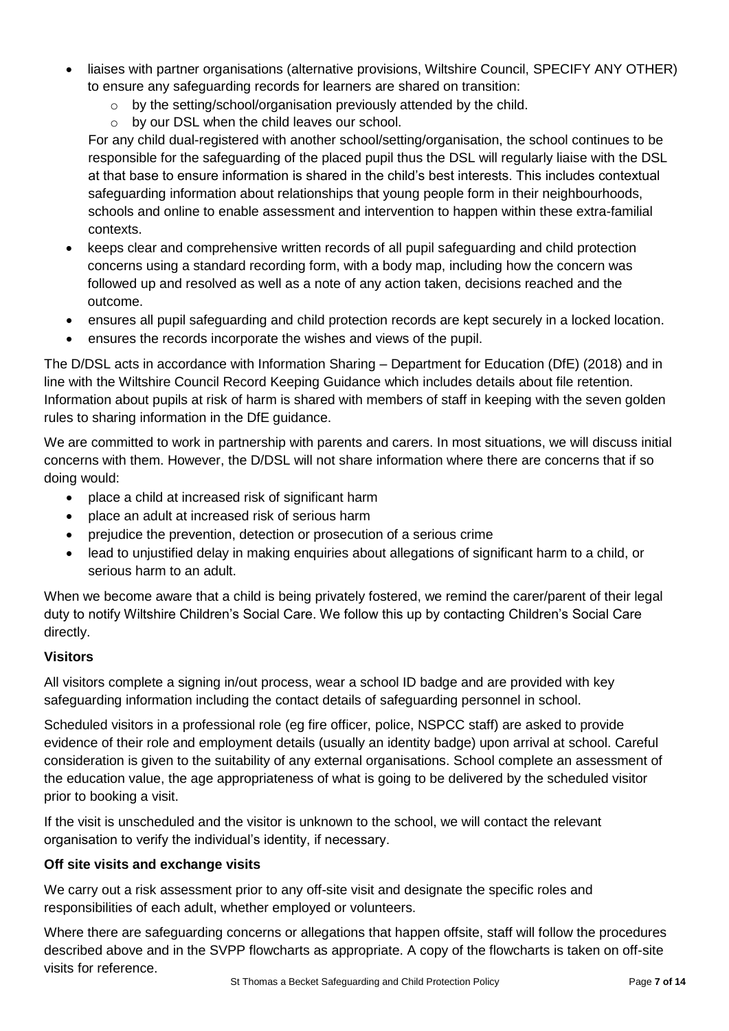- liaises with partner organisations (alternative provisions, Wiltshire Council, SPECIFY ANY OTHER) to ensure any safeguarding records for learners are shared on transition:
  - by the setting/school/organisation previously attended by the child.
  - by our DSL when the child leaves our school.

  For any child dual-registered with another school/setting/organisation, the school continues to be responsible for the safeguarding of the placed pupil thus the DSL will regularly liaise with the DSL at that base to ensure information is shared in the child's best interests. This includes contextual safeguarding information about relationships that young people form in their neighbourhoods, schools and online to enable assessment and intervention to happen within these extra-familial contexts.
- keeps clear and comprehensive written records of all pupil safeguarding and child protection concerns using a standard recording form, with a body map, including how the concern was followed up and resolved as well as a note of any action taken, decisions reached and the outcome.
- ensures all pupil safeguarding and child protection records are kept securely in a locked location.
- ensures the records incorporate the wishes and views of the pupil.

The D/DSL acts in accordance with Information Sharing – Department for Education (DfE) (2018) and in line with the Wiltshire Council Record Keeping Guidance which includes details about file retention. Information about pupils at risk of harm is shared with members of staff in keeping with the seven golden rules to sharing information in the DfE guidance.

We are committed to work in partnership with parents and carers. In most situations, we will discuss initial concerns with them. However, the D/DSL will not share information where there are concerns that if so doing would:

- place a child at increased risk of significant harm
- place an adult at increased risk of serious harm
- prejudice the prevention, detection or prosecution of a serious crime
- lead to unjustified delay in making enquiries about allegations of significant harm to a child, or serious harm to an adult.

When we become aware that a child is being privately fostered, we remind the carer/parent of their legal duty to notify Wiltshire Children's Social Care. We follow this up by contacting Children's Social Care directly.

**Visitors**

All visitors complete a signing in/out process, wear a school ID badge and are provided with key safeguarding information including the contact details of safeguarding personnel in school.

Scheduled visitors in a professional role (eg fire officer, police, NSPCC staff) are asked to provide evidence of their role and employment details (usually an identity badge) upon arrival at school. Careful consideration is given to the suitability of any external organisations. School complete an assessment of the education value, the age appropriateness of what is going to be delivered by the scheduled visitor prior to booking a visit.

If the visit is unscheduled and the visitor is unknown to the school, we will contact the relevant organisation to verify the individual's identity, if necessary.

**Off site visits and exchange visits**

We carry out a risk assessment prior to any off-site visit and designate the specific roles and responsibilities of each adult, whether employed or volunteers.

Where there are safeguarding concerns or allegations that happen offsite, staff will follow the procedures described above and in the SVPP flowcharts as appropriate. A copy of the flowcharts is taken on off-site visits for reference.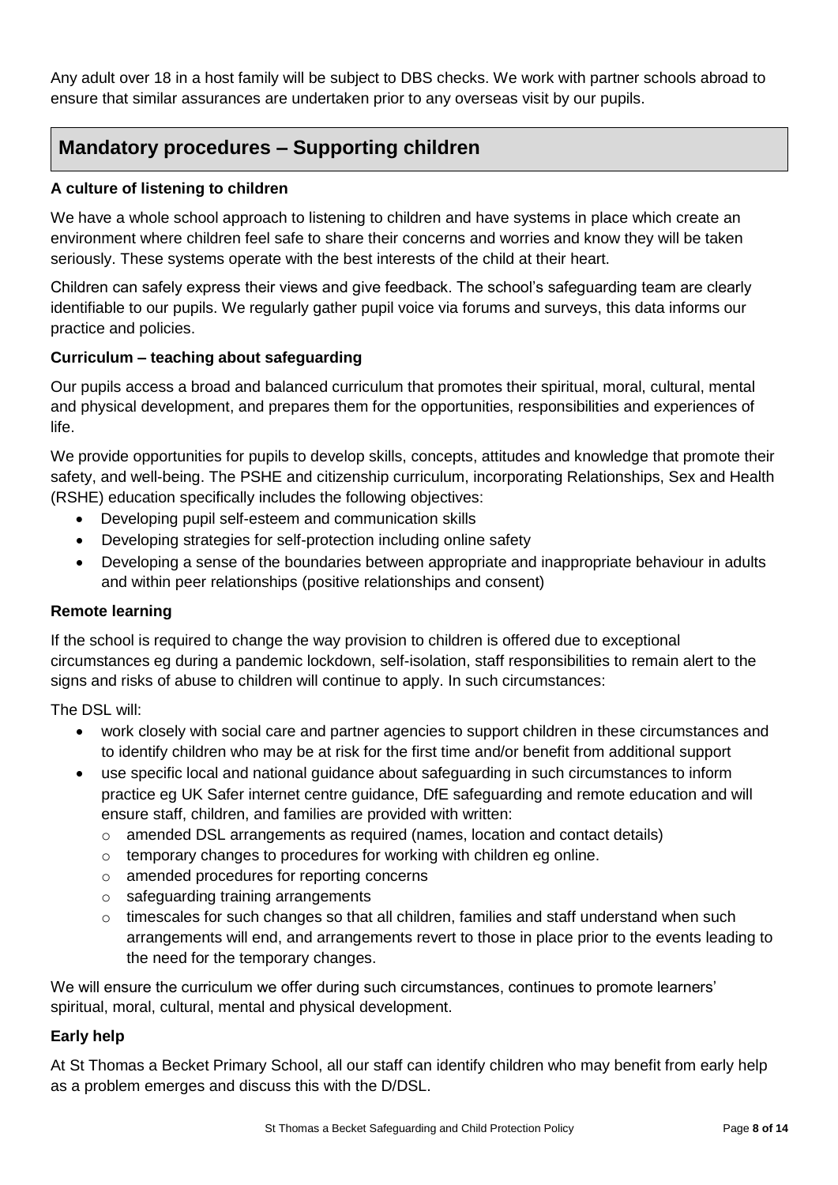Any adult over 18 in a host family will be subject to DBS checks. We work with partner schools abroad to ensure that similar assurances are undertaken prior to any overseas visit by our pupils.

## Mandatory procedures – Supporting children

**A culture of listening to children**

We have a whole school approach to listening to children and have systems in place which create an environment where children feel safe to share their concerns and worries and know they will be taken seriously. These systems operate with the best interests of the child at their heart.

Children can safely express their views and give feedback. The school's safeguarding team are clearly identifiable to our pupils. We regularly gather pupil voice via forums and surveys, this data informs our practice and policies.

**Curriculum – teaching about safeguarding**

Our pupils access a broad and balanced curriculum that promotes their spiritual, moral, cultural, mental and physical development, and prepares them for the opportunities, responsibilities and experiences of life.

We provide opportunities for pupils to develop skills, concepts, attitudes and knowledge that promote their safety, and well-being. The PSHE and citizenship curriculum, incorporating Relationships, Sex and Health (RSHE) education specifically includes the following objectives:

- Developing pupil self-esteem and communication skills
- Developing strategies for self-protection including online safety
- Developing a sense of the boundaries between appropriate and inappropriate behaviour in adults and within peer relationships (positive relationships and consent)

**Remote learning**

If the school is required to change the way provision to children is offered due to exceptional circumstances eg during a pandemic lockdown, self-isolation, staff responsibilities to remain alert to the signs and risks of abuse to children will continue to apply. In such circumstances:

The DSL will:

- work closely with social care and partner agencies to support children in these circumstances and to identify children who may be at risk for the first time and/or benefit from additional support
- use specific local and national guidance about safeguarding in such circumstances to inform practice eg UK Safer internet centre guidance, DfE safeguarding and remote education and will ensure staff, children, and families are provided with written:
  - amended DSL arrangements as required (names, location and contact details)
  - temporary changes to procedures for working with children eg online.
  - amended procedures for reporting concerns
  - safeguarding training arrangements
  - timescales for such changes so that all children, families and staff understand when such arrangements will end, and arrangements revert to those in place prior to the events leading to the need for the temporary changes.

We will ensure the curriculum we offer during such circumstances, continues to promote learners' spiritual, moral, cultural, mental and physical development.

**Early help**

At St Thomas a Becket Primary School, all our staff can identify children who may benefit from early help as a problem emerges and discuss this with the D/DSL.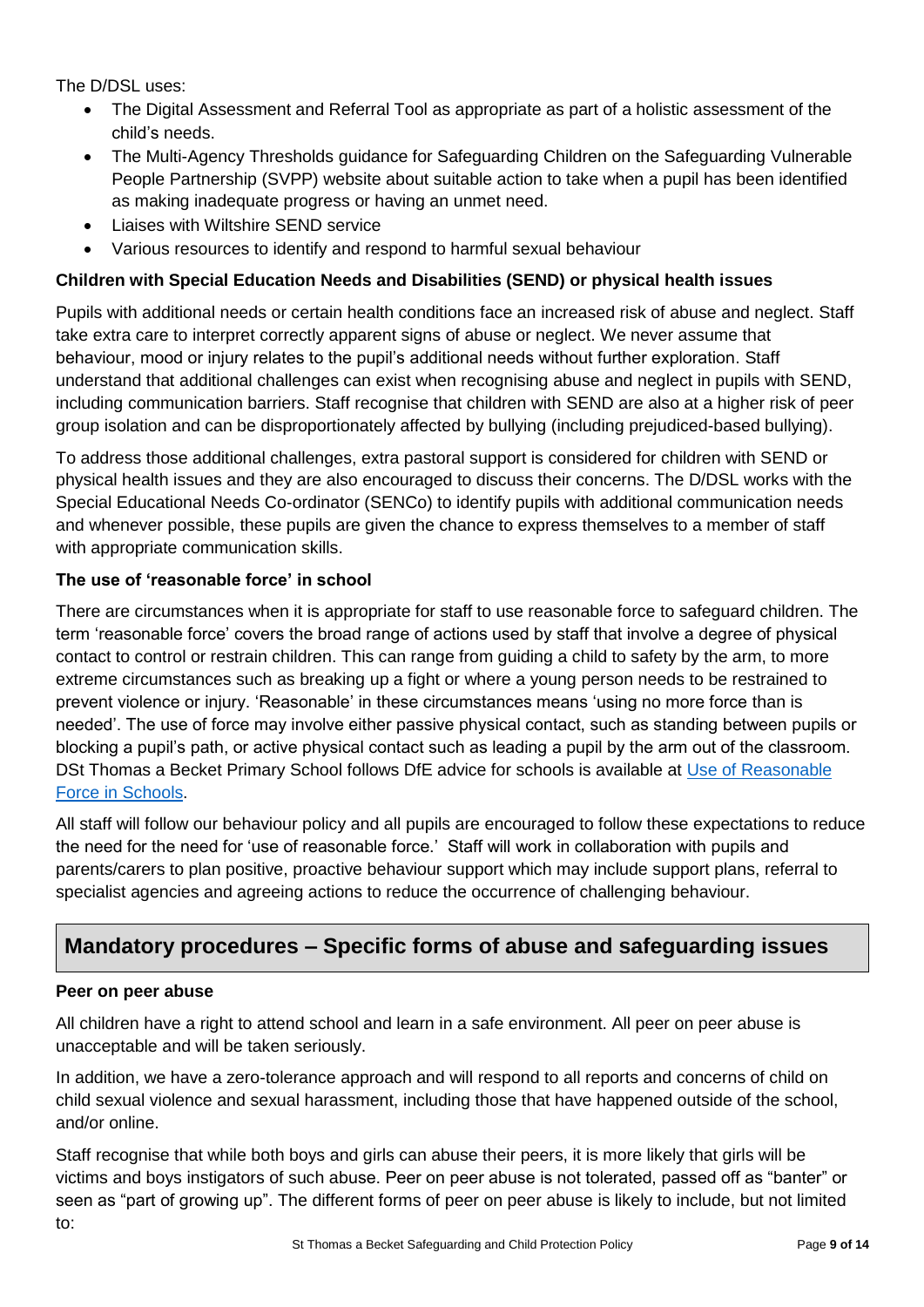The D/DSL uses:

- The Digital Assessment and Referral Tool as appropriate as part of a holistic assessment of the child's needs.
- The Multi-Agency Thresholds guidance for Safeguarding Children on the Safeguarding Vulnerable People Partnership (SVPP) website about suitable action to take when a pupil has been identified as making inadequate progress or having an unmet need.
- Liaises with Wiltshire SEND service
- Various resources to identify and respond to harmful sexual behaviour

**Children with Special Education Needs and Disabilities (SEND) or physical health issues**

Pupils with additional needs or certain health conditions face an increased risk of abuse and neglect. Staff take extra care to interpret correctly apparent signs of abuse or neglect. We never assume that behaviour, mood or injury relates to the pupil's additional needs without further exploration. Staff understand that additional challenges can exist when recognising abuse and neglect in pupils with SEND, including communication barriers. Staff recognise that children with SEND are also at a higher risk of peer group isolation and can be disproportionately affected by bullying (including prejudiced-based bullying).

To address those additional challenges, extra pastoral support is considered for children with SEND or physical health issues and they are also encouraged to discuss their concerns. The D/DSL works with the Special Educational Needs Co-ordinator (SENCo) to identify pupils with additional communication needs and whenever possible, these pupils are given the chance to express themselves to a member of staff with appropriate communication skills.

**The use of 'reasonable force' in school**

There are circumstances when it is appropriate for staff to use reasonable force to safeguard children. The term 'reasonable force' covers the broad range of actions used by staff that involve a degree of physical contact to control or restrain children. This can range from guiding a child to safety by the arm, to more extreme circumstances such as breaking up a fight or where a young person needs to be restrained to prevent violence or injury. 'Reasonable' in these circumstances means 'using no more force than is needed'. The use of force may involve either passive physical contact, such as standing between pupils or blocking a pupil's path, or active physical contact such as leading a pupil by the arm out of the classroom. DSt Thomas a Becket Primary School follows DfE advice for schools is available at [Use of Reasonable Force in Schools](Use of Reasonable Force in Schools).

All staff will follow our behaviour policy and all pupils are encouraged to follow these expectations to reduce the need for the need for 'use of reasonable force.' Staff will work in collaboration with pupils and parents/carers to plan positive, proactive behaviour support which may include support plans, referral to specialist agencies and agreeing actions to reduce the occurrence of challenging behaviour.

## Mandatory procedures – Specific forms of abuse and safeguarding issues

**Peer on peer abuse**

All children have a right to attend school and learn in a safe environment. All peer on peer abuse is unacceptable and will be taken seriously.

In addition, we have a zero-tolerance approach and will respond to all reports and concerns of child on child sexual violence and sexual harassment, including those that have happened outside of the school, and/or online.

Staff recognise that while both boys and girls can abuse their peers, it is more likely that girls will be victims and boys instigators of such abuse. Peer on peer abuse is not tolerated, passed off as "banter" or seen as "part of growing up". The different forms of peer on peer abuse is likely to include, but not limited to: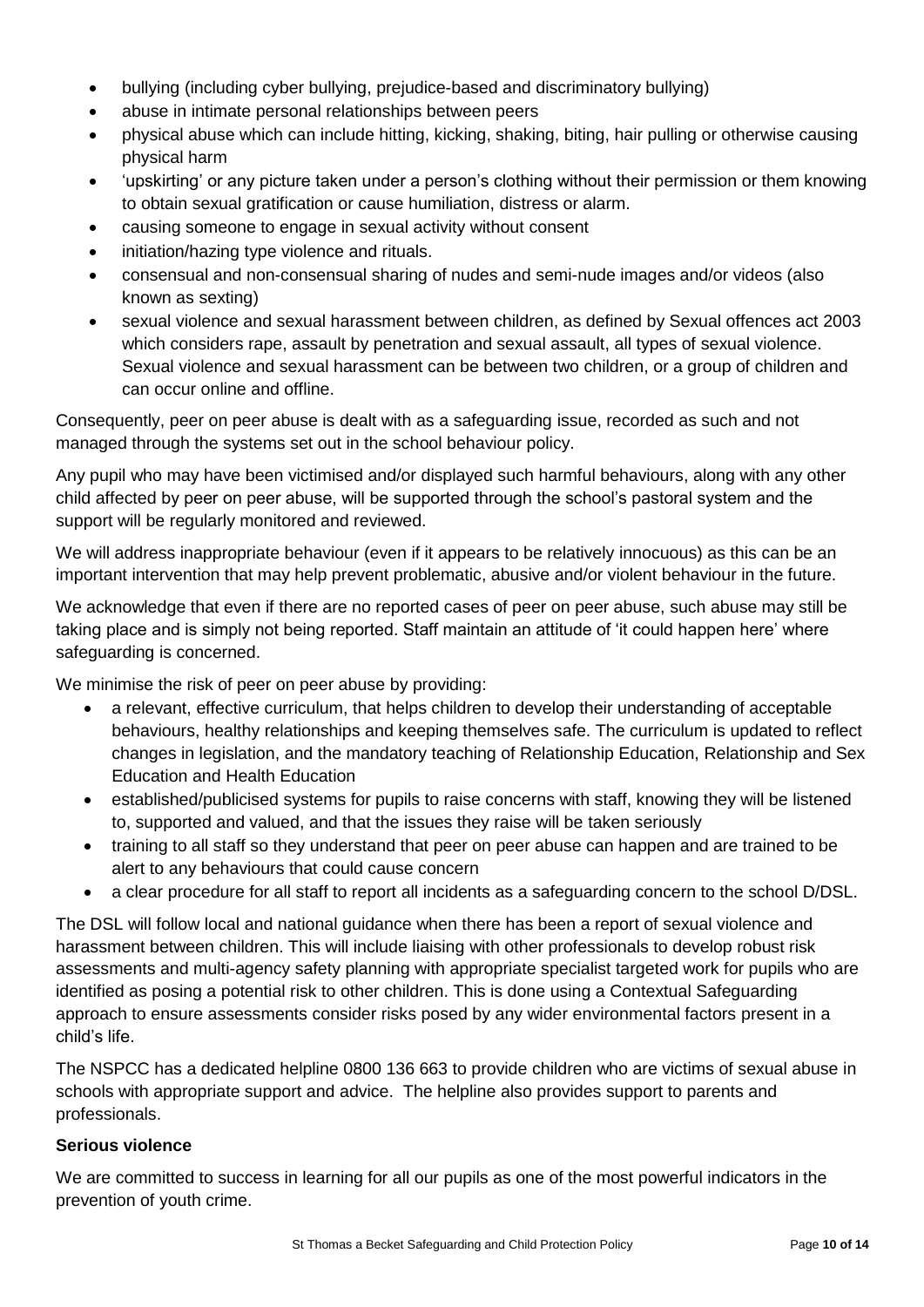- bullying (including cyber bullying, prejudice-based and discriminatory bullying)
- abuse in intimate personal relationships between peers
- physical abuse which can include hitting, kicking, shaking, biting, hair pulling or otherwise causing physical harm
- 'upskirting' or any picture taken under a person's clothing without their permission or them knowing to obtain sexual gratification or cause humiliation, distress or alarm.
- causing someone to engage in sexual activity without consent
- initiation/hazing type violence and rituals.
- consensual and non-consensual sharing of nudes and semi-nude images and/or videos (also known as sexting)
- sexual violence and sexual harassment between children, as defined by Sexual offences act 2003 which considers rape, assault by penetration and sexual assault, all types of sexual violence. Sexual violence and sexual harassment can be between two children, or a group of children and can occur online and offline.

Consequently, peer on peer abuse is dealt with as a safeguarding issue, recorded as such and not managed through the systems set out in the school behaviour policy.

Any pupil who may have been victimised and/or displayed such harmful behaviours, along with any other child affected by peer on peer abuse, will be supported through the school's pastoral system and the support will be regularly monitored and reviewed.

We will address inappropriate behaviour (even if it appears to be relatively innocuous) as this can be an important intervention that may help prevent problematic, abusive and/or violent behaviour in the future.

We acknowledge that even if there are no reported cases of peer on peer abuse, such abuse may still be taking place and is simply not being reported. Staff maintain an attitude of 'it could happen here' where safeguarding is concerned.

We minimise the risk of peer on peer abuse by providing:

- a relevant, effective curriculum, that helps children to develop their understanding of acceptable behaviours, healthy relationships and keeping themselves safe. The curriculum is updated to reflect changes in legislation, and the mandatory teaching of Relationship Education, Relationship and Sex Education and Health Education
- established/publicised systems for pupils to raise concerns with staff, knowing they will be listened to, supported and valued, and that the issues they raise will be taken seriously
- training to all staff so they understand that peer on peer abuse can happen and are trained to be alert to any behaviours that could cause concern
- a clear procedure for all staff to report all incidents as a safeguarding concern to the school D/DSL.

The DSL will follow local and national guidance when there has been a report of sexual violence and harassment between children. This will include liaising with other professionals to develop robust risk assessments and multi-agency safety planning with appropriate specialist targeted work for pupils who are identified as posing a potential risk to other children. This is done using a Contextual Safeguarding approach to ensure assessments consider risks posed by any wider environmental factors present in a child's life.

The NSPCC has a dedicated helpline 0800 136 663 to provide children who are victims of sexual abuse in schools with appropriate support and advice. The helpline also provides support to parents and professionals.

**Serious violence**

We are committed to success in learning for all our pupils as one of the most powerful indicators in the prevention of youth crime.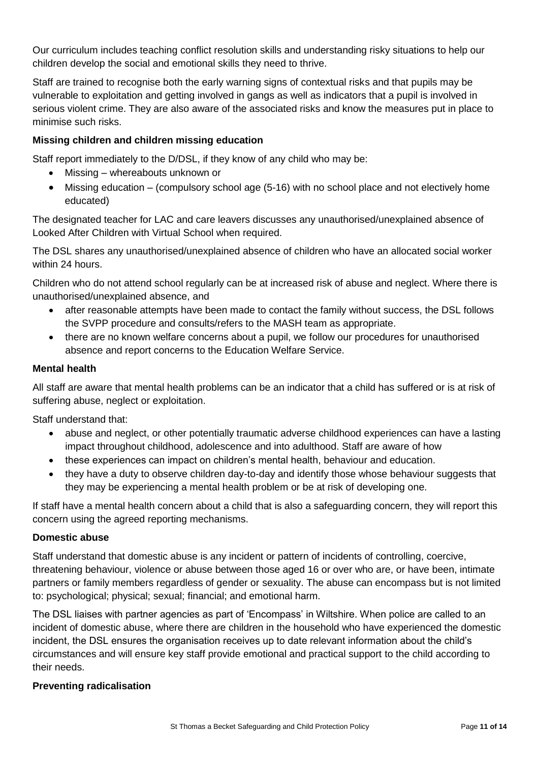Our curriculum includes teaching conflict resolution skills and understanding risky situations to help our children develop the social and emotional skills they need to thrive.

Staff are trained to recognise both the early warning signs of contextual risks and that pupils may be vulnerable to exploitation and getting involved in gangs as well as indicators that a pupil is involved in serious violent crime. They are also aware of the associated risks and know the measures put in place to minimise such risks.

**Missing children and children missing education**

Staff report immediately to the D/DSL, if they know of any child who may be:

- Missing – whereabouts unknown or
- Missing education – (compulsory school age (5-16) with no school place and not electively home educated)

The designated teacher for LAC and care leavers discusses any unauthorised/unexplained absence of Looked After Children with Virtual School when required.

The DSL shares any unauthorised/unexplained absence of children who have an allocated social worker within 24 hours.

Children who do not attend school regularly can be at increased risk of abuse and neglect. Where there is unauthorised/unexplained absence, and

- after reasonable attempts have been made to contact the family without success, the DSL follows the SVPP procedure and consults/refers to the MASH team as appropriate.
- there are no known welfare concerns about a pupil, we follow our procedures for unauthorised absence and report concerns to the Education Welfare Service.

**Mental health**

All staff are aware that mental health problems can be an indicator that a child has suffered or is at risk of suffering abuse, neglect or exploitation.

Staff understand that:

- abuse and neglect, or other potentially traumatic adverse childhood experiences can have a lasting impact throughout childhood, adolescence and into adulthood. Staff are aware of how
- these experiences can impact on children's mental health, behaviour and education.
- they have a duty to observe children day-to-day and identify those whose behaviour suggests that they may be experiencing a mental health problem or be at risk of developing one.

If staff have a mental health concern about a child that is also a safeguarding concern, they will report this concern using the agreed reporting mechanisms.

**Domestic abuse**

Staff understand that domestic abuse is any incident or pattern of incidents of controlling, coercive, threatening behaviour, violence or abuse between those aged 16 or over who are, or have been, intimate partners or family members regardless of gender or sexuality. The abuse can encompass but is not limited to: psychological; physical; sexual; financial; and emotional harm.

The DSL liaises with partner agencies as part of 'Encompass' in Wiltshire. When police are called to an incident of domestic abuse, where there are children in the household who have experienced the domestic incident, the DSL ensures the organisation receives up to date relevant information about the child's circumstances and will ensure key staff provide emotional and practical support to the child according to their needs.

**Preventing radicalisation**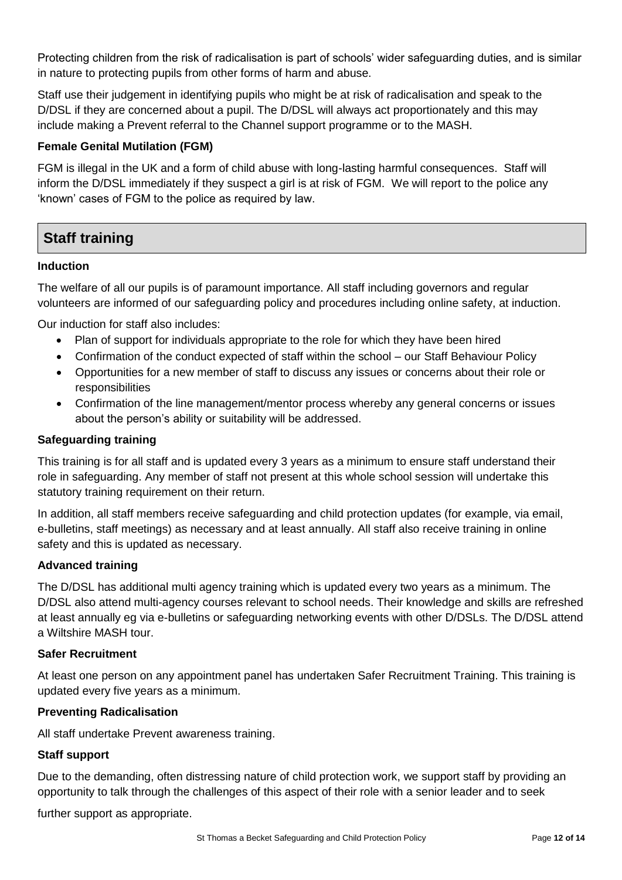Protecting children from the risk of radicalisation is part of schools' wider safeguarding duties, and is similar in nature to protecting pupils from other forms of harm and abuse.

Staff use their judgement in identifying pupils who might be at risk of radicalisation and speak to the D/DSL if they are concerned about a pupil. The D/DSL will always act proportionately and this may include making a Prevent referral to the Channel support programme or to the MASH.

**Female Genital Mutilation (FGM)**

FGM is illegal in the UK and a form of child abuse with long-lasting harmful consequences. Staff will inform the D/DSL immediately if they suspect a girl is at risk of FGM. We will report to the police any 'known' cases of FGM to the police as required by law.

## Staff training

**Induction**

The welfare of all our pupils is of paramount importance. All staff including governors and regular volunteers are informed of our safeguarding policy and procedures including online safety, at induction.

Our induction for staff also includes:

- Plan of support for individuals appropriate to the role for which they have been hired
- Confirmation of the conduct expected of staff within the school – our Staff Behaviour Policy
- Opportunities for a new member of staff to discuss any issues or concerns about their role or responsibilities
- Confirmation of the line management/mentor process whereby any general concerns or issues about the person's ability or suitability will be addressed.

**Safeguarding training**

This training is for all staff and is updated every 3 years as a minimum to ensure staff understand their role in safeguarding. Any member of staff not present at this whole school session will undertake this statutory training requirement on their return.

In addition, all staff members receive safeguarding and child protection updates (for example, via email, e-bulletins, staff meetings) as necessary and at least annually. All staff also receive training in online safety and this is updated as necessary.

**Advanced training**

The D/DSL has additional multi agency training which is updated every two years as a minimum. The D/DSL also attend multi-agency courses relevant to school needs. Their knowledge and skills are refreshed at least annually eg via e-bulletins or safeguarding networking events with other D/DSLs. The D/DSL attend a Wiltshire MASH tour.

**Safer Recruitment**

At least one person on any appointment panel has undertaken Safer Recruitment Training. This training is updated every five years as a minimum.

**Preventing Radicalisation**

All staff undertake Prevent awareness training.

**Staff support**

Due to the demanding, often distressing nature of child protection work, we support staff by providing an opportunity to talk through the challenges of this aspect of their role with a senior leader and to seek

further support as appropriate.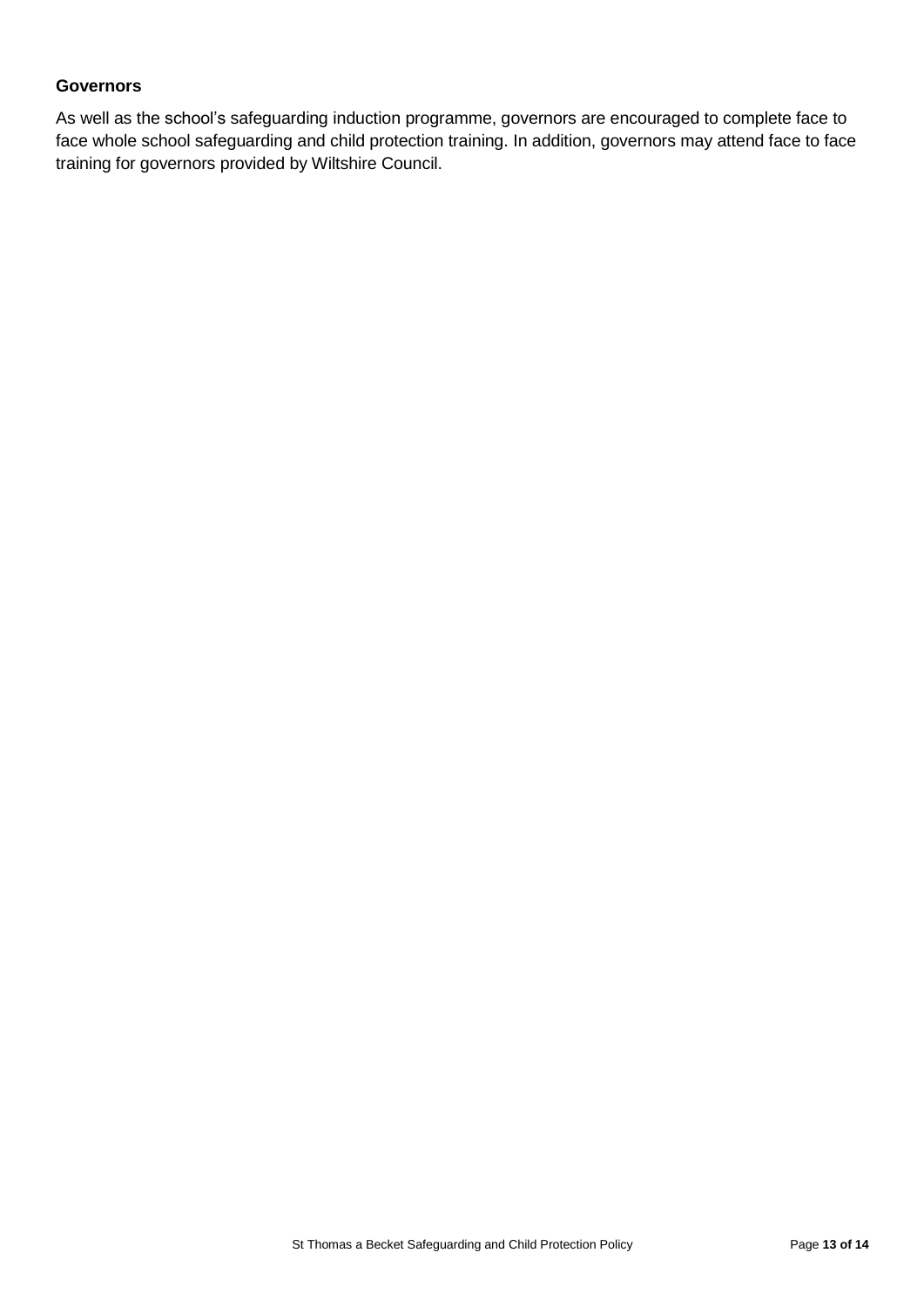**Governors**

As well as the school's safeguarding induction programme, governors are encouraged to complete face to face whole school safeguarding and child protection training. In addition, governors may attend face to face training for governors provided by Wiltshire Council.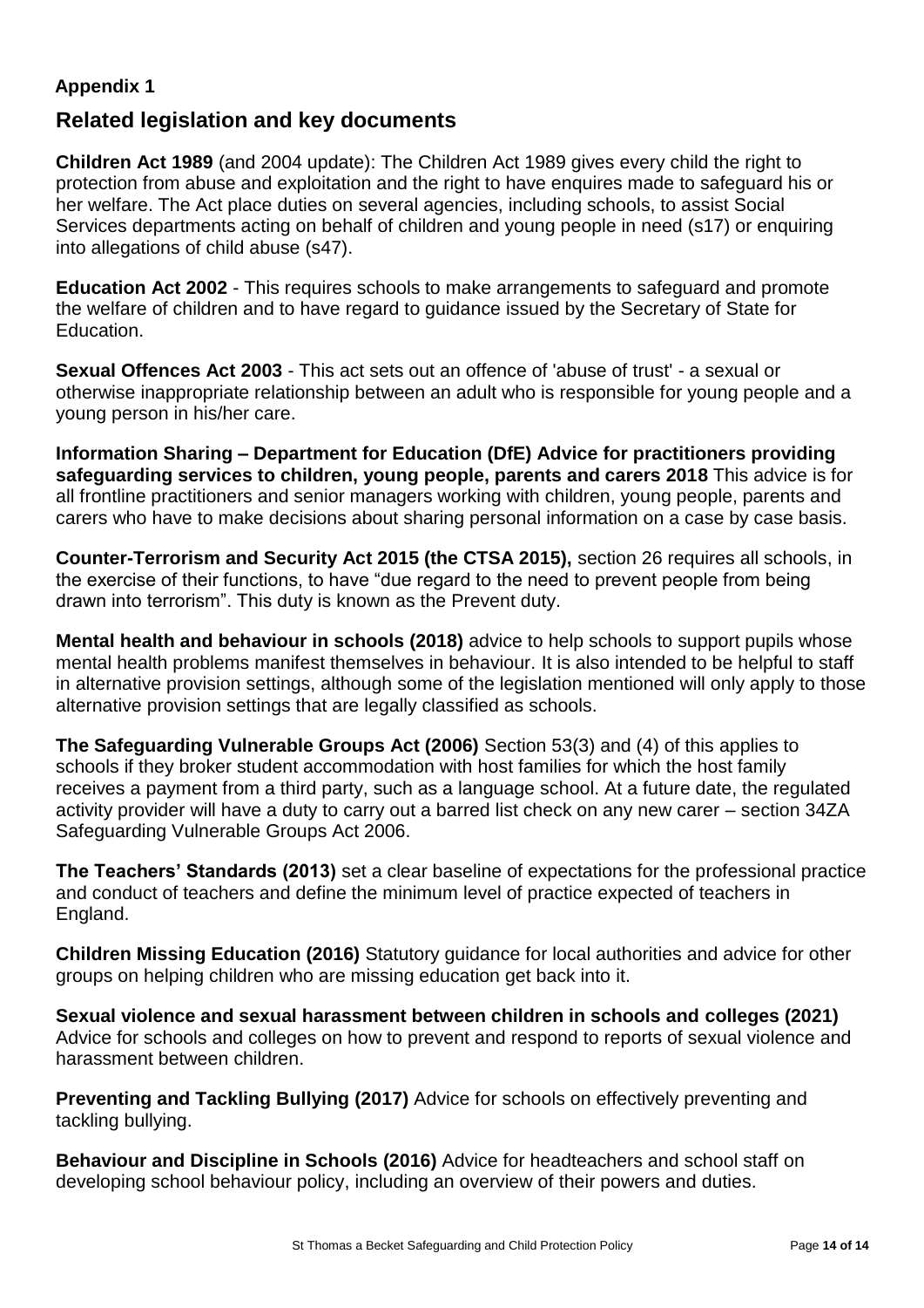**Appendix 1**

## Related legislation and key documents

**Children Act 1989** (and 2004 update): The Children Act 1989 gives every child the right to protection from abuse and exploitation and the right to have enquires made to safeguard his or her welfare. The Act place duties on several agencies, including schools, to assist Social Services departments acting on behalf of children and young people in need (s17) or enquiring into allegations of child abuse (s47).

**Education Act 2002** - This requires schools to make arrangements to safeguard and promote the welfare of children and to have regard to guidance issued by the Secretary of State for Education.

**Sexual Offences Act 2003** - This act sets out an offence of 'abuse of trust' - a sexual or otherwise inappropriate relationship between an adult who is responsible for young people and a young person in his/her care.

**Information Sharing – Department for Education (DfE) Advice for practitioners providing safeguarding services to children, young people, parents and carers 2018** This advice is for all frontline practitioners and senior managers working with children, young people, parents and carers who have to make decisions about sharing personal information on a case by case basis.

**Counter-Terrorism and Security Act 2015 (the CTSA 2015),** section 26 requires all schools, in the exercise of their functions, to have "due regard to the need to prevent people from being drawn into terrorism". This duty is known as the Prevent duty.

**Mental health and behaviour in schools (2018)** advice to help schools to support pupils whose mental health problems manifest themselves in behaviour. It is also intended to be helpful to staff in alternative provision settings, although some of the legislation mentioned will only apply to those alternative provision settings that are legally classified as schools.

**The Safeguarding Vulnerable Groups Act (2006)** Section 53(3) and (4) of this applies to schools if they broker student accommodation with host families for which the host family receives a payment from a third party, such as a language school. At a future date, the regulated activity provider will have a duty to carry out a barred list check on any new carer – section 34ZA Safeguarding Vulnerable Groups Act 2006.

**The Teachers' Standards (2013)** set a clear baseline of expectations for the professional practice and conduct of teachers and define the minimum level of practice expected of teachers in England.

**Children Missing Education (2016)** Statutory guidance for local authorities and advice for other groups on helping children who are missing education get back into it.

**Sexual violence and sexual harassment between children in schools and colleges (2021)** Advice for schools and colleges on how to prevent and respond to reports of sexual violence and harassment between children.

**Preventing and Tackling Bullying (2017)** Advice for schools on effectively preventing and tackling bullying.

**Behaviour and Discipline in Schools (2016)** Advice for headteachers and school staff on developing school behaviour policy, including an overview of their powers and duties.